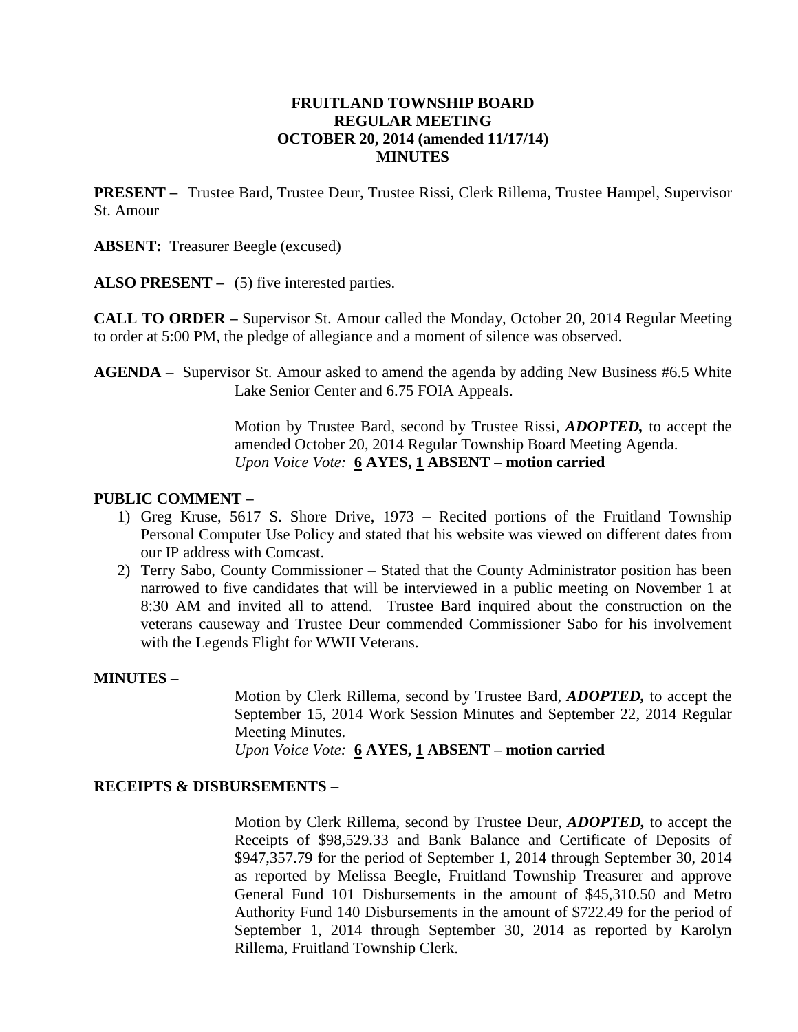# FRUITLAND TOWNSHIP BOARD
## REGULAR MEETING
## OCTOBER 20, 2014 (amended 11/17/14)
## MINUTES

**PRESENT –** Trustee Bard, Trustee Deur, Trustee Rissi, Clerk Rillema, Trustee Hampel, Supervisor St. Amour

**ABSENT:** Treasurer Beegle (excused)

**ALSO PRESENT –** (5) five interested parties.

**CALL TO ORDER –** Supervisor St. Amour called the Monday, October 20, 2014 Regular Meeting to order at 5:00 PM, the pledge of allegiance and a moment of silence was observed.

**AGENDA** – Supervisor St. Amour asked to amend the agenda by adding New Business #6.5 White Lake Senior Center and 6.75 FOIA Appeals.

Motion by Trustee Bard, second by Trustee Rissi, ***ADOPTED,*** to accept the amended October 20, 2014 Regular Township Board Meeting Agenda.
*Upon Voice Vote:* **6 AYES, 1 ABSENT – motion carried**

**PUBLIC COMMENT –**

1) Greg Kruse, 5617 S. Shore Drive, 1973 – Recited portions of the Fruitland Township Personal Computer Use Policy and stated that his website was viewed on different dates from our IP address with Comcast.
2) Terry Sabo, County Commissioner – Stated that the County Administrator position has been narrowed to five candidates that will be interviewed in a public meeting on November 1 at 8:30 AM and invited all to attend. Trustee Bard inquired about the construction on the veterans causeway and Trustee Deur commended Commissioner Sabo for his involvement with the Legends Flight for WWII Veterans.

**MINUTES –**

Motion by Clerk Rillema, second by Trustee Bard, ***ADOPTED,*** to accept the September 15, 2014 Work Session Minutes and September 22, 2014 Regular Meeting Minutes.
*Upon Voice Vote:* **6 AYES, 1 ABSENT – motion carried**

**RECEIPTS & DISBURSEMENTS –**

Motion by Clerk Rillema, second by Trustee Deur, ***ADOPTED,*** to accept the Receipts of $98,529.33 and Bank Balance and Certificate of Deposits of $947,357.79 for the period of September 1, 2014 through September 30, 2014 as reported by Melissa Beegle, Fruitland Township Treasurer and approve General Fund 101 Disbursements in the amount of $45,310.50 and Metro Authority Fund 140 Disbursements in the amount of $722.49 for the period of September 1, 2014 through September 30, 2014 as reported by Karolyn Rillema, Fruitland Township Clerk.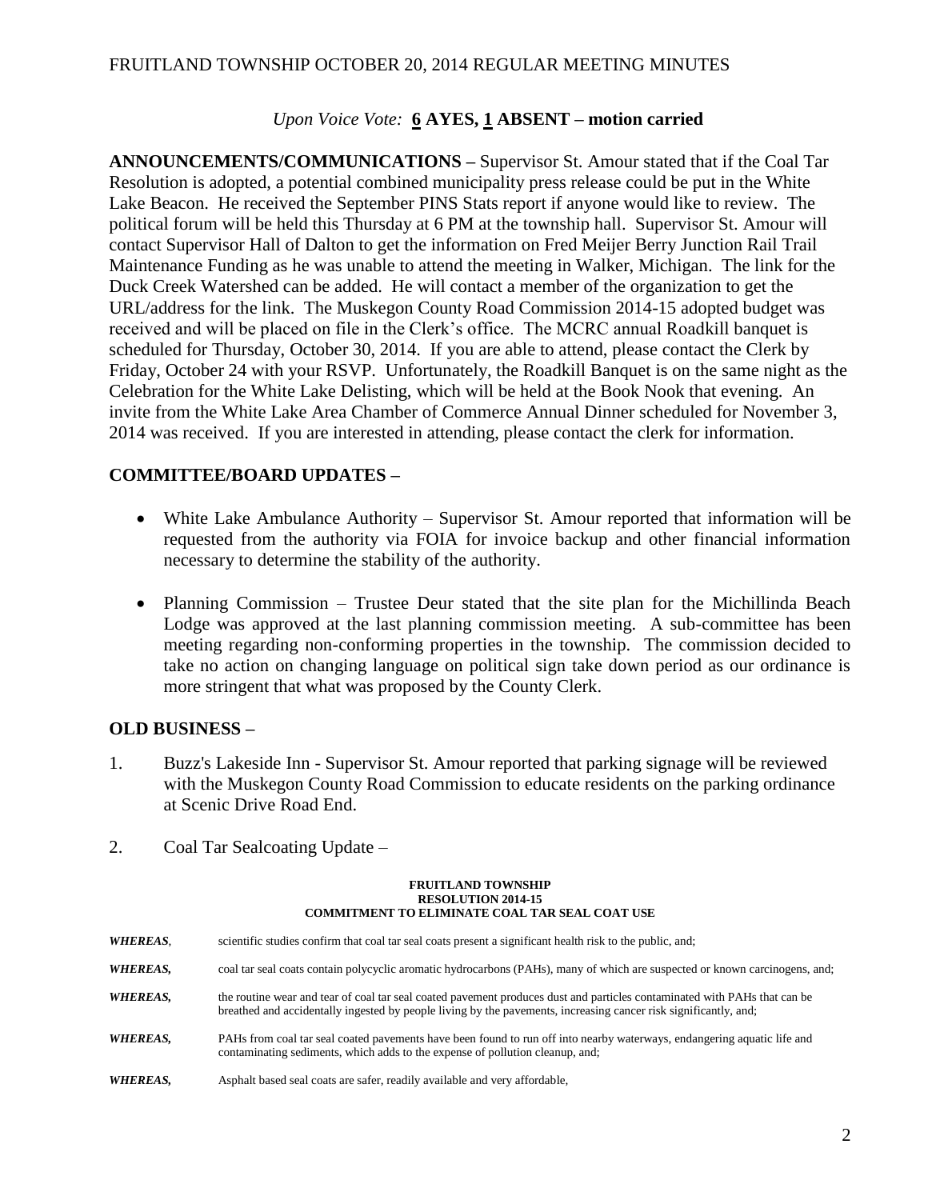*Upon Voice Vote:* **6 AYES, 1 ABSENT – motion carried**

**ANNOUNCEMENTS/COMMUNICATIONS –** Supervisor St. Amour stated that if the Coal Tar Resolution is adopted, a potential combined municipality press release could be put in the White Lake Beacon. He received the September PINS Stats report if anyone would like to review. The political forum will be held this Thursday at 6 PM at the township hall. Supervisor St. Amour will contact Supervisor Hall of Dalton to get the information on Fred Meijer Berry Junction Rail Trail Maintenance Funding as he was unable to attend the meeting in Walker, Michigan. The link for the Duck Creek Watershed can be added. He will contact a member of the organization to get the URL/address for the link. The Muskegon County Road Commission 2014-15 adopted budget was received and will be placed on file in the Clerk's office. The MCRC annual Roadkill banquet is scheduled for Thursday, October 30, 2014. If you are able to attend, please contact the Clerk by Friday, October 24 with your RSVP. Unfortunately, the Roadkill Banquet is on the same night as the Celebration for the White Lake Delisting, which will be held at the Book Nook that evening. An invite from the White Lake Area Chamber of Commerce Annual Dinner scheduled for November 3, 2014 was received. If you are interested in attending, please contact the clerk for information.

**COMMITTEE/BOARD UPDATES –**

- White Lake Ambulance Authority – Supervisor St. Amour reported that information will be requested from the authority via FOIA for invoice backup and other financial information necessary to determine the stability of the authority.
- Planning Commission – Trustee Deur stated that the site plan for the Michillinda Beach Lodge was approved at the last planning commission meeting. A sub-committee has been meeting regarding non-conforming properties in the township. The commission decided to take no action on changing language on political sign take down period as our ordinance is more stringent that what was proposed by the County Clerk.

**OLD BUSINESS –**

1. Buzz's Lakeside Inn - Supervisor St. Amour reported that parking signage will be reviewed with the Muskegon County Road Commission to educate residents on the parking ordinance at Scenic Drive Road End.

2. Coal Tar Sealcoating Update –

**FRUITLAND TOWNSHIP**
**RESOLUTION 2014-15**
**COMMITMENT TO ELIMINATE COAL TAR SEAL COAT USE**

***WHEREAS*,** scientific studies confirm that coal tar seal coats present a significant health risk to the public, and;

***WHEREAS*,** coal tar seal coats contain polycyclic aromatic hydrocarbons (PAHs), many of which are suspected or known carcinogens, and;

***WHEREAS*,** the routine wear and tear of coal tar seal coated pavement produces dust and particles contaminated with PAHs that can be breathed and accidentally ingested by people living by the pavements, increasing cancer risk significantly, and;

***WHEREAS*,** PAHs from coal tar seal coated pavements have been found to run off into nearby waterways, endangering aquatic life and contaminating sediments, which adds to the expense of pollution cleanup, and;

***WHEREAS*,** Asphalt based seal coats are safer, readily available and very affordable,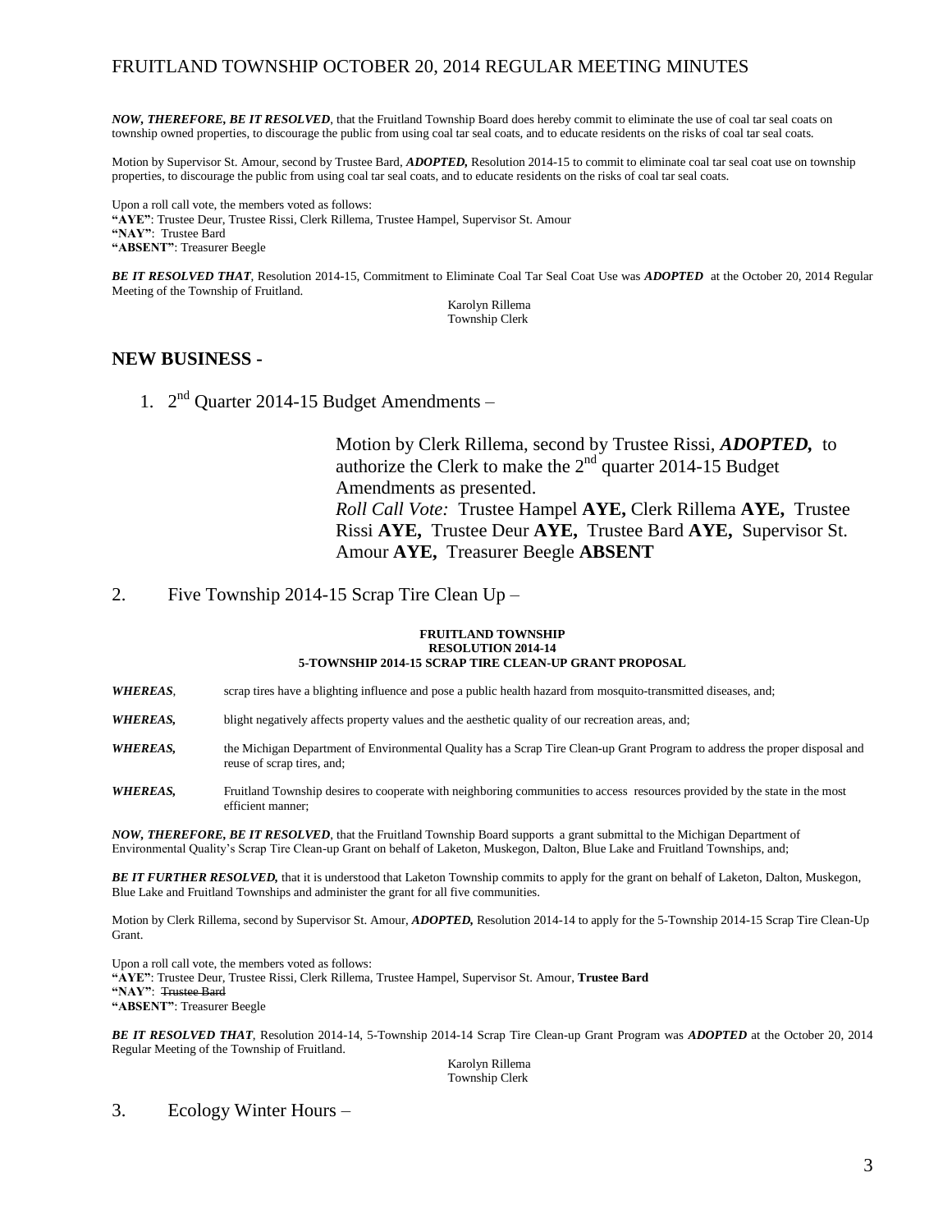***NOW, THEREFORE, BE IT RESOLVED***, that the Fruitland Township Board does hereby commit to eliminate the use of coal tar seal coats on township owned properties, to discourage the public from using coal tar seal coats, and to educate residents on the risks of coal tar seal coats.

Motion by Supervisor St. Amour, second by Trustee Bard, ***ADOPTED,*** Resolution 2014-15 to commit to eliminate coal tar seal coat use on township properties, to discourage the public from using coal tar seal coats, and to educate residents on the risks of coal tar seal coats.

Upon a roll call vote, the members voted as follows:
**"AYE"**: Trustee Deur, Trustee Rissi, Clerk Rillema, Trustee Hampel, Supervisor St. Amour
**"NAY"**: Trustee Bard
**"ABSENT"**: Treasurer Beegle

***BE IT RESOLVED THAT***, Resolution 2014-15, Commitment to Eliminate Coal Tar Seal Coat Use was ***ADOPTED*** at the October 20, 2014 Regular Meeting of the Township of Fruitland.

Karolyn Rillema
Township Clerk

## NEW BUSINESS -

1. 2nd Quarter 2014-15 Budget Amendments –

Motion by Clerk Rillema, second by Trustee Rissi, ***ADOPTED,*** to authorize the Clerk to make the 2nd quarter 2014-15 Budget Amendments as presented.
*Roll Call Vote:* Trustee Hampel **AYE,** Clerk Rillema **AYE,** Trustee Rissi **AYE,** Trustee Deur **AYE,** Trustee Bard **AYE,** Supervisor St. Amour **AYE,** Treasurer Beegle **ABSENT**

2. Five Township 2014-15 Scrap Tire Clean Up –

**FRUITLAND TOWNSHIP**
**RESOLUTION 2014-14**
**5-TOWNSHIP 2014-15 SCRAP TIRE CLEAN-UP GRANT PROPOSAL**

***WHEREAS***, scrap tires have a blighting influence and pose a public health hazard from mosquito-transmitted diseases, and;

***WHEREAS,*** blight negatively affects property values and the aesthetic quality of our recreation areas, and;

***WHEREAS,*** the Michigan Department of Environmental Quality has a Scrap Tire Clean-up Grant Program to address the proper disposal and reuse of scrap tires, and;

***WHEREAS,*** Fruitland Township desires to cooperate with neighboring communities to access resources provided by the state in the most efficient manner;

***NOW, THEREFORE, BE IT RESOLVED***, that the Fruitland Township Board supports a grant submittal to the Michigan Department of Environmental Quality's Scrap Tire Clean-up Grant on behalf of Laketon, Muskegon, Dalton, Blue Lake and Fruitland Townships, and;

***BE IT FURTHER RESOLVED,*** that it is understood that Laketon Township commits to apply for the grant on behalf of Laketon, Dalton, Muskegon, Blue Lake and Fruitland Townships and administer the grant for all five communities.

Motion by Clerk Rillema, second by Supervisor St. Amour, ***ADOPTED,*** Resolution 2014-14 to apply for the 5-Township 2014-15 Scrap Tire Clean-Up Grant.

Upon a roll call vote, the members voted as follows:
**"AYE"**: Trustee Deur, Trustee Rissi, Clerk Rillema, Trustee Hampel, Supervisor St. Amour, **Trustee Bard**
**"NAY"**: ~~Trustee Bard~~
**"ABSENT"**: Treasurer Beegle

***BE IT RESOLVED THAT***, Resolution 2014-14, 5-Township 2014-14 Scrap Tire Clean-up Grant Program was ***ADOPTED*** at the October 20, 2014 Regular Meeting of the Township of Fruitland.

Karolyn Rillema
Township Clerk

3. Ecology Winter Hours –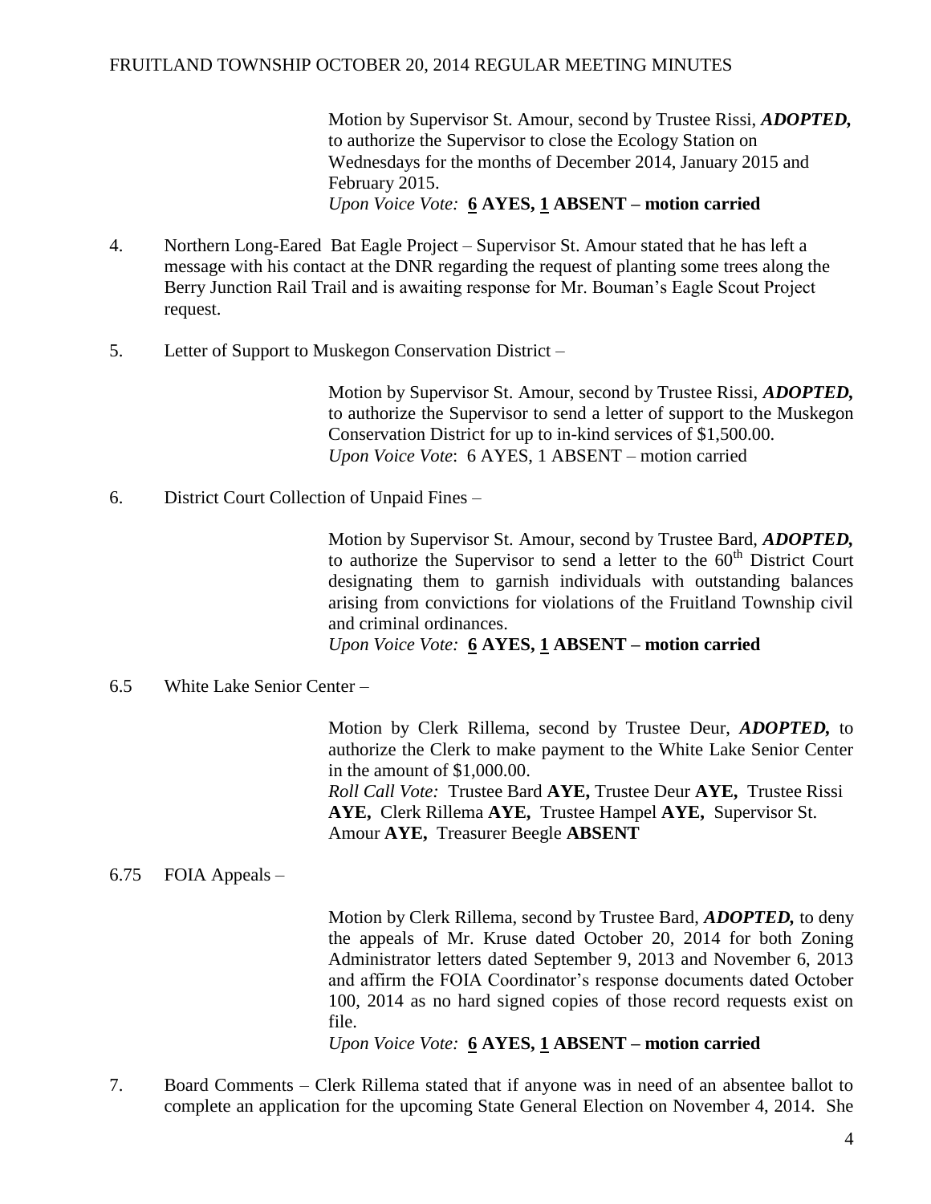Motion by Supervisor St. Amour, second by Trustee Rissi, ***ADOPTED,*** to authorize the Supervisor to close the Ecology Station on Wednesdays for the months of December 2014, January 2015 and February 2015.
*Upon Voice Vote:* **6 AYES, 1 ABSENT – motion carried**

4. Northern Long-Eared Bat Eagle Project – Supervisor St. Amour stated that he has left a message with his contact at the DNR regarding the request of planting some trees along the Berry Junction Rail Trail and is awaiting response for Mr. Bouman's Eagle Scout Project request.

5. Letter of Support to Muskegon Conservation District –

Motion by Supervisor St. Amour, second by Trustee Rissi, ***ADOPTED,*** to authorize the Supervisor to send a letter of support to the Muskegon Conservation District for up to in-kind services of $1,500.00.
*Upon Voice Vote*: 6 AYES, 1 ABSENT – motion carried

6. District Court Collection of Unpaid Fines –

Motion by Supervisor St. Amour, second by Trustee Bard, ***ADOPTED,*** to authorize the Supervisor to send a letter to the 60th District Court designating them to garnish individuals with outstanding balances arising from convictions for violations of the Fruitland Township civil and criminal ordinances.
*Upon Voice Vote:* **6 AYES, 1 ABSENT – motion carried**

6.5 White Lake Senior Center –

Motion by Clerk Rillema, second by Trustee Deur, ***ADOPTED,*** to authorize the Clerk to make payment to the White Lake Senior Center in the amount of $1,000.00.
*Roll Call Vote:* Trustee Bard **AYE,** Trustee Deur **AYE,** Trustee Rissi **AYE,** Clerk Rillema **AYE,** Trustee Hampel **AYE,** Supervisor St. Amour **AYE,** Treasurer Beegle **ABSENT**

6.75 FOIA Appeals –

Motion by Clerk Rillema, second by Trustee Bard, ***ADOPTED,*** to deny the appeals of Mr. Kruse dated October 20, 2014 for both Zoning Administrator letters dated September 9, 2013 and November 6, 2013 and affirm the FOIA Coordinator's response documents dated October 100, 2014 as no hard signed copies of those record requests exist on file.
*Upon Voice Vote:* **6 AYES, 1 ABSENT – motion carried**

7. Board Comments – Clerk Rillema stated that if anyone was in need of an absentee ballot to complete an application for the upcoming State General Election on November 4, 2014. She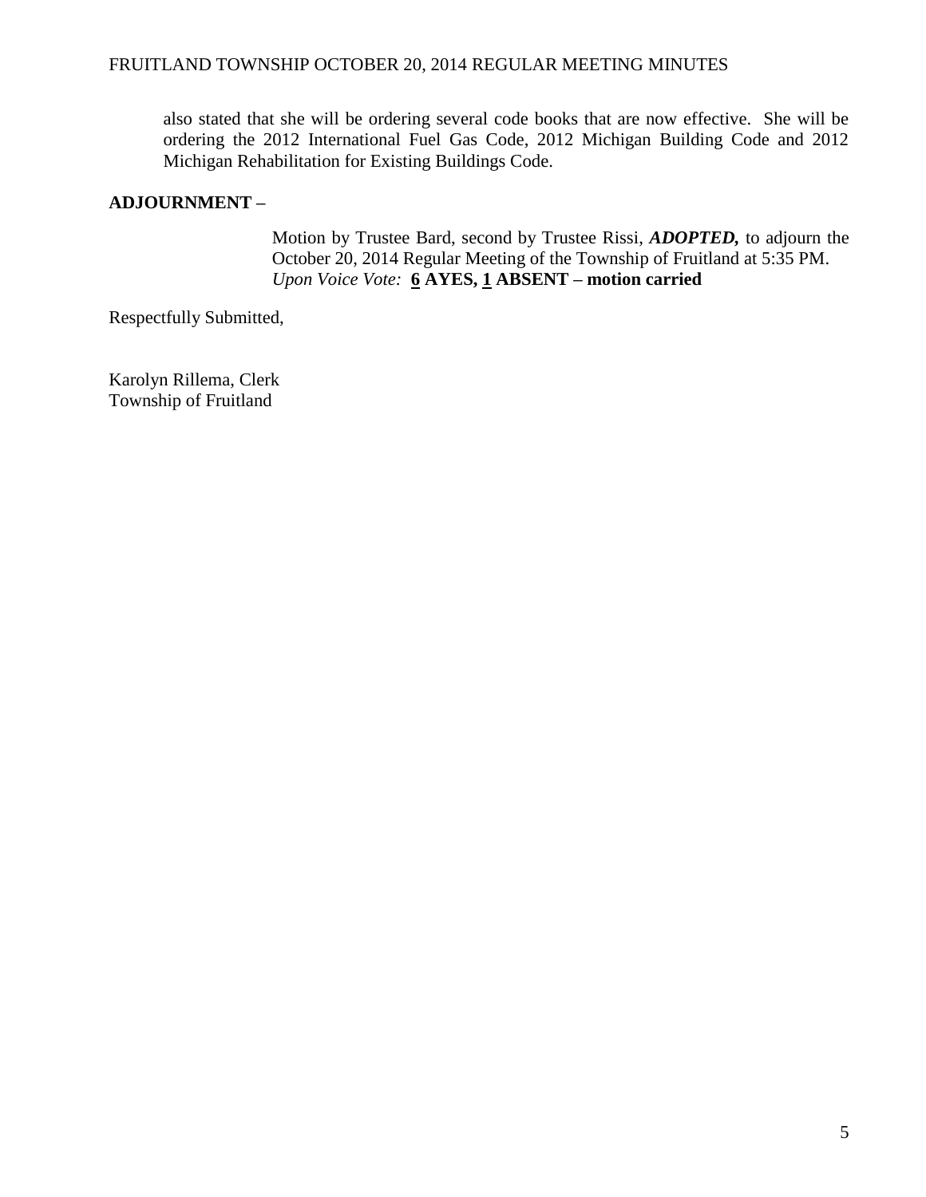also stated that she will be ordering several code books that are now effective. She will be ordering the 2012 International Fuel Gas Code, 2012 Michigan Building Code and 2012 Michigan Rehabilitation for Existing Buildings Code.

**ADJOURNMENT –**

Motion by Trustee Bard, second by Trustee Rissi, ***ADOPTED,*** to adjourn the October 20, 2014 Regular Meeting of the Township of Fruitland at 5:35 PM.
*Upon Voice Vote:* **6 AYES, 1 ABSENT – motion carried**

Respectfully Submitted,

Karolyn Rillema, Clerk
Township of Fruitland